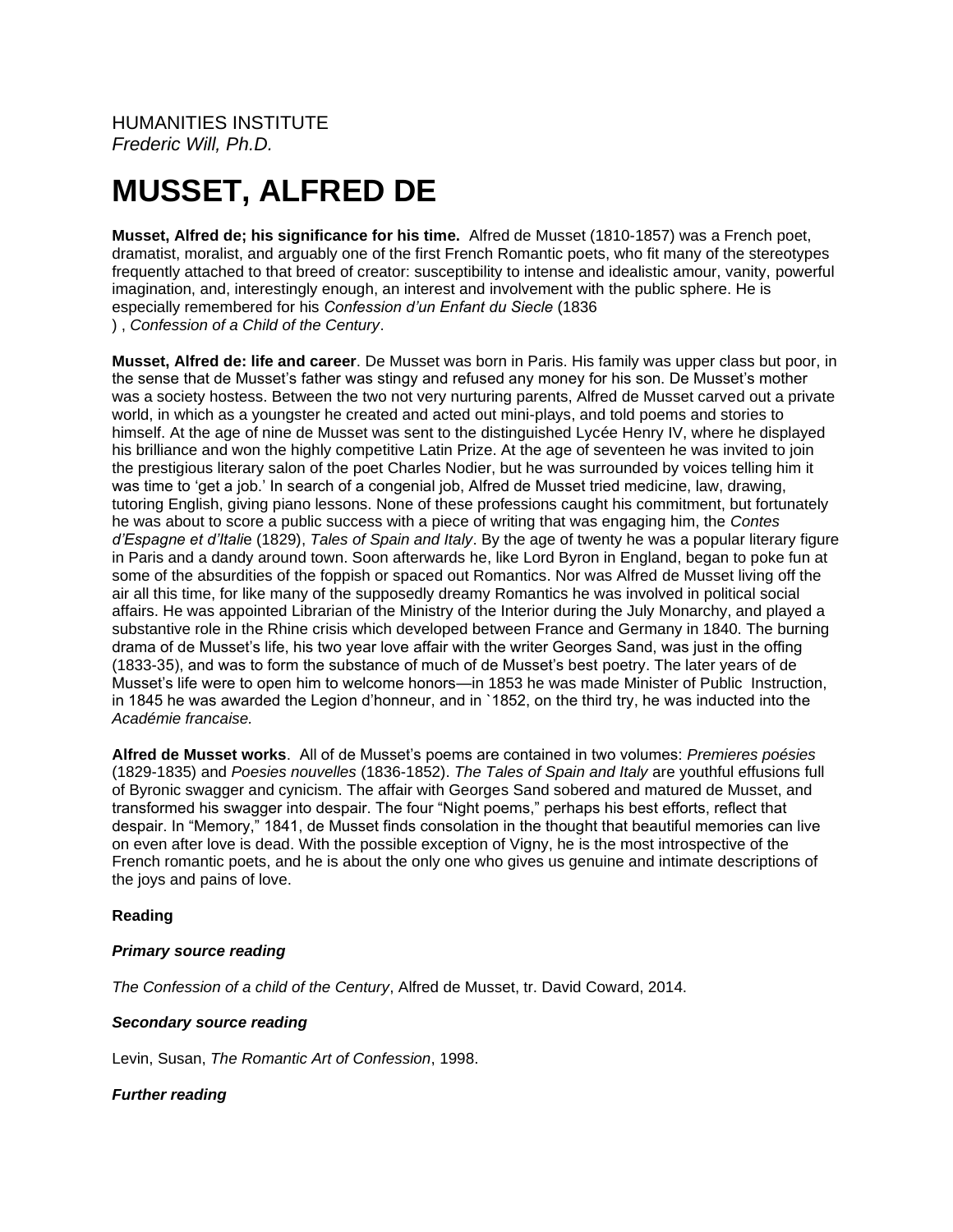HUMANITIES INSTITUTE
*Frederic Will, Ph.D.*

# MUSSET, ALFRED DE

**Musset, Alfred de; his significance for his time.** Alfred de Musset (1810-1857) was a French poet, dramatist, moralist, and arguably one of the first French Romantic poets, who fit many of the stereotypes frequently attached to that breed of creator: susceptibility to intense and idealistic amour, vanity, powerful imagination, and, interestingly enough, an interest and involvement with the public sphere. He is especially remembered for his *Confession d'un Enfant du Siecle* (1836 ) , *Confession of a Child of the Century*.

**Musset, Alfred de: life and career**. De Musset was born in Paris. His family was upper class but poor, in the sense that de Musset's father was stingy and refused any money for his son. De Musset's mother was a society hostess. Between the two not very nurturing parents, Alfred de Musset carved out a private world, in which as a youngster he created and acted out mini-plays, and told poems and stories to himself. At the age of nine de Musset was sent to the distinguished Lycée Henry IV, where he displayed his brilliance and won the highly competitive Latin Prize. At the age of seventeen he was invited to join the prestigious literary salon of the poet Charles Nodier, but he was surrounded by voices telling him it was time to 'get a job.' In search of a congenial job, Alfred de Musset tried medicine, law, drawing, tutoring English, giving piano lessons. None of these professions caught his commitment, but fortunately he was about to score a public success with a piece of writing that was engaging him, the *Contes d'Espagne et d'Italie* (1829), *Tales of Spain and Italy*. By the age of twenty he was a popular literary figure in Paris and a dandy around town. Soon afterwards he, like Lord Byron in England, began to poke fun at some of the absurdities of the foppish or spaced out Romantics. Nor was Alfred de Musset living off the air all this time, for like many of the supposedly dreamy Romantics he was involved in political social affairs. He was appointed Librarian of the Ministry of the Interior during the July Monarchy, and played a substantive role in the Rhine crisis which developed between France and Germany in 1840. The burning drama of de Musset's life, his two year love affair with the writer Georges Sand, was just in the offing (1833-35), and was to form the substance of much of de Musset's best poetry. The later years of de Musset's life were to open him to welcome honors—in 1853 he was made Minister of Public Instruction, in 1845 he was awarded the Legion d'honneur, and in `1852, on the third try, he was inducted into the *Académie francaise.*

**Alfred de Musset works**. All of de Musset's poems are contained in two volumes: *Premieres poésies* (1829-1835) and *Poesies nouvelles* (1836-1852). *The Tales of Spain and Italy* are youthful effusions full of Byronic swagger and cynicism. The affair with Georges Sand sobered and matured de Musset, and transformed his swagger into despair. The four "Night poems," perhaps his best efforts, reflect that despair. In "Memory," 1841, de Musset finds consolation in the thought that beautiful memories can live on even after love is dead. With the possible exception of Vigny, he is the most introspective of the French romantic poets, and he is about the only one who gives us genuine and intimate descriptions of the joys and pains of love.

**Reading**

***Primary source reading***

*The Confession of a child of the Century*, Alfred de Musset, tr. David Coward, 2014.

***Secondary source reading***

Levin, Susan, *The Romantic Art of Confession*, 1998.

***Further reading***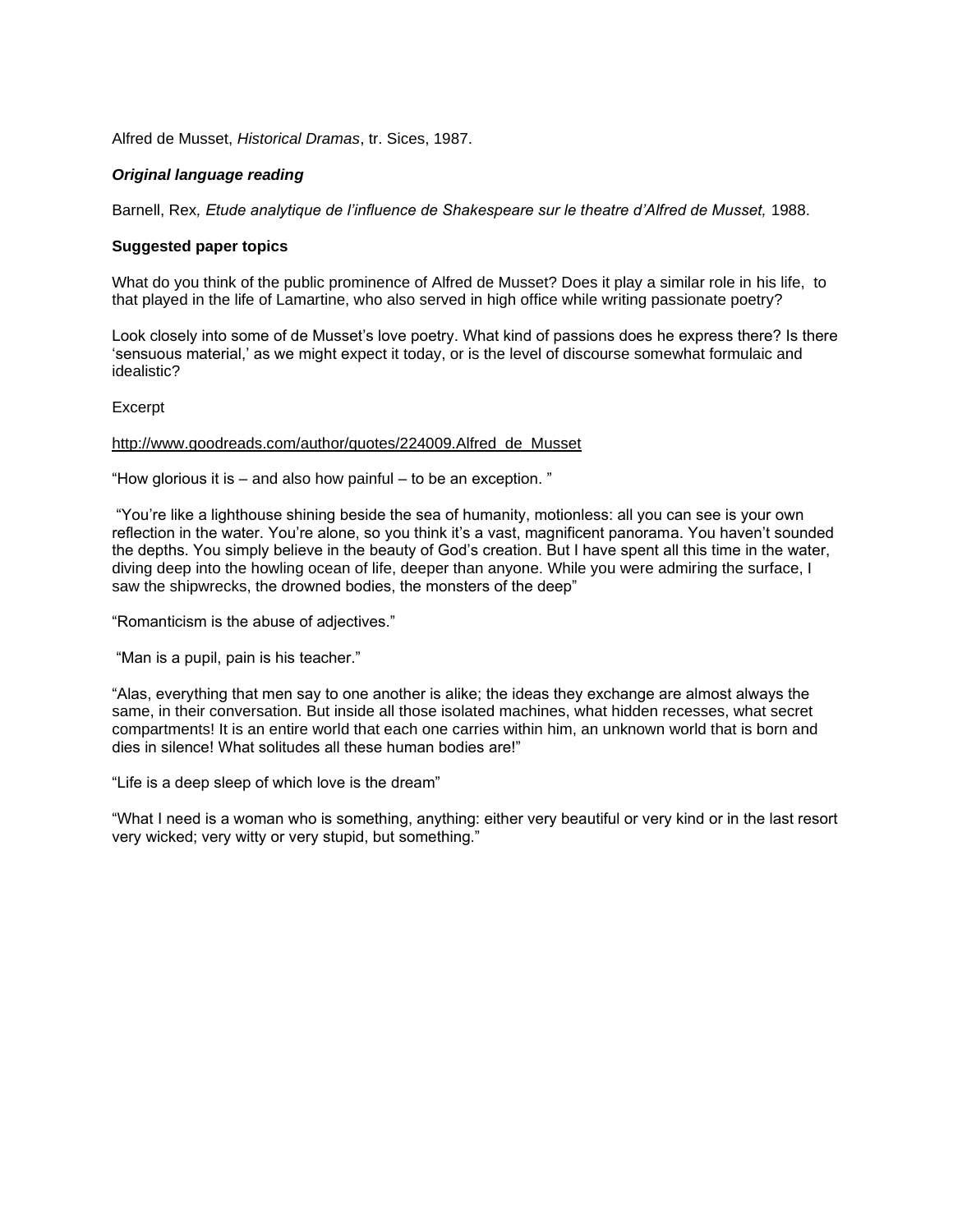Alfred de Musset, *Historical Dramas*, tr. Sices, 1987.

***Original language reading***

Barnell, Rex*, Etude analytique de l'influence de Shakespeare sur le theatre d'Alfred de Musset,* 1988.

**Suggested paper topics**

What do you think of the public prominence of Alfred de Musset? Does it play a similar role in his life, to that played in the life of Lamartine, who also served in high office while writing passionate poetry?

Look closely into some of de Musset's love poetry. What kind of passions does he express there? Is there 'sensuous material,' as we might expect it today, or is the level of discourse somewhat formulaic and idealistic?

Excerpt

http://www.goodreads.com/author/quotes/224009.Alfred_de_Musset

"How glorious it is – and also how painful – to be an exception. "

"You're like a lighthouse shining beside the sea of humanity, motionless: all you can see is your own reflection in the water. You're alone, so you think it's a vast, magnificent panorama. You haven't sounded the depths. You simply believe in the beauty of God's creation. But I have spent all this time in the water, diving deep into the howling ocean of life, deeper than anyone. While you were admiring the surface, I saw the shipwrecks, the drowned bodies, the monsters of the deep"

"Romanticism is the abuse of adjectives."

"Man is a pupil, pain is his teacher."

"Alas, everything that men say to one another is alike; the ideas they exchange are almost always the same, in their conversation. But inside all those isolated machines, what hidden recesses, what secret compartments! It is an entire world that each one carries within him, an unknown world that is born and dies in silence! What solitudes all these human bodies are!"

"Life is a deep sleep of which love is the dream"

"What I need is a woman who is something, anything: either very beautiful or very kind or in the last resort very wicked; very witty or very stupid, but something."